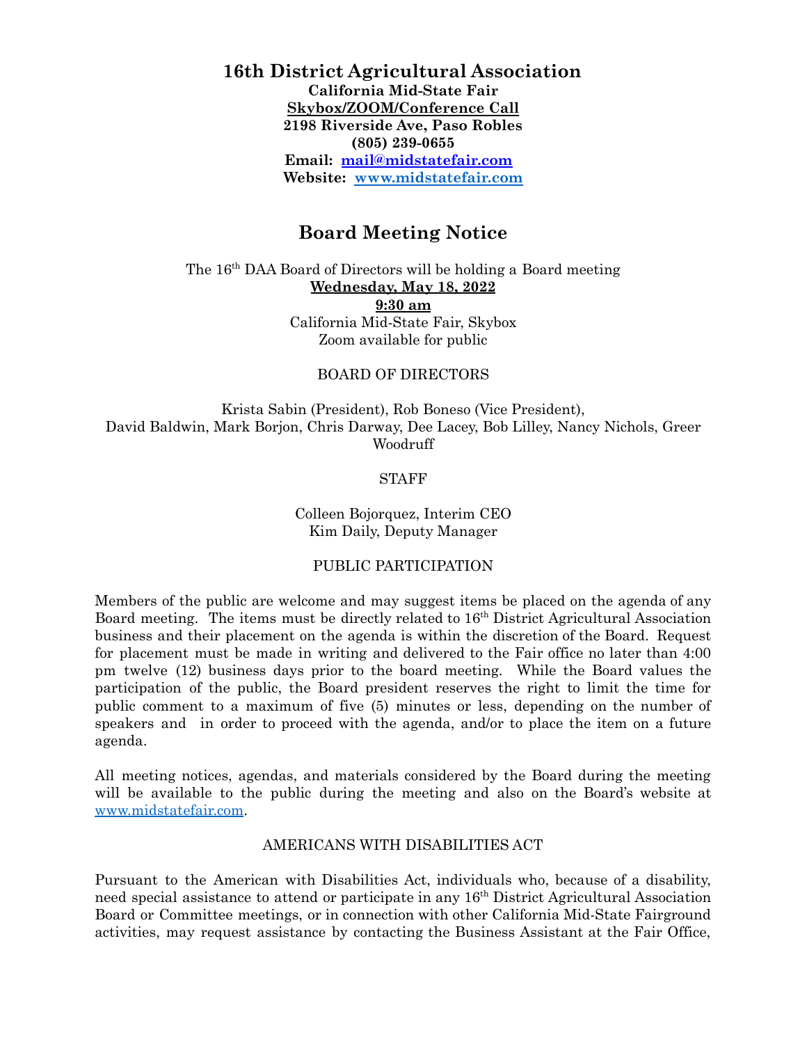# 16th District Agricultural Association

**California Mid-State Fair**
**Skybox/ZOOM/Conference Call**
**2198 Riverside Ave, Paso Robles**
**(805) 239-0655**
**Email: mail@midstatefair.com**
**Website: www.midstatefair.com**

## Board Meeting Notice

The 16th DAA Board of Directors will be holding a Board meeting
**Wednesday, May 18, 2022**
**9:30 am**
California Mid-State Fair, Skybox
Zoom available for public

BOARD OF DIRECTORS

Krista Sabin (President), Rob Boneso (Vice President), David Baldwin, Mark Borjon, Chris Darway, Dee Lacey, Bob Lilley, Nancy Nichols, Greer Woodruff

STAFF

Colleen Bojorquez, Interim CEO
Kim Daily, Deputy Manager

PUBLIC PARTICIPATION

Members of the public are welcome and may suggest items be placed on the agenda of any Board meeting. The items must be directly related to 16th District Agricultural Association business and their placement on the agenda is within the discretion of the Board. Request for placement must be made in writing and delivered to the Fair office no later than 4:00 pm twelve (12) business days prior to the board meeting. While the Board values the participation of the public, the Board president reserves the right to limit the time for public comment to a maximum of five (5) minutes or less, depending on the number of speakers and in order to proceed with the agenda, and/or to place the item on a future agenda.

All meeting notices, agendas, and materials considered by the Board during the meeting will be available to the public during the meeting and also on the Board's website at www.midstatefair.com.

AMERICANS WITH DISABILITIES ACT

Pursuant to the American with Disabilities Act, individuals who, because of a disability, need special assistance to attend or participate in any 16th District Agricultural Association Board or Committee meetings, or in connection with other California Mid-State Fairground activities, may request assistance by contacting the Business Assistant at the Fair Office,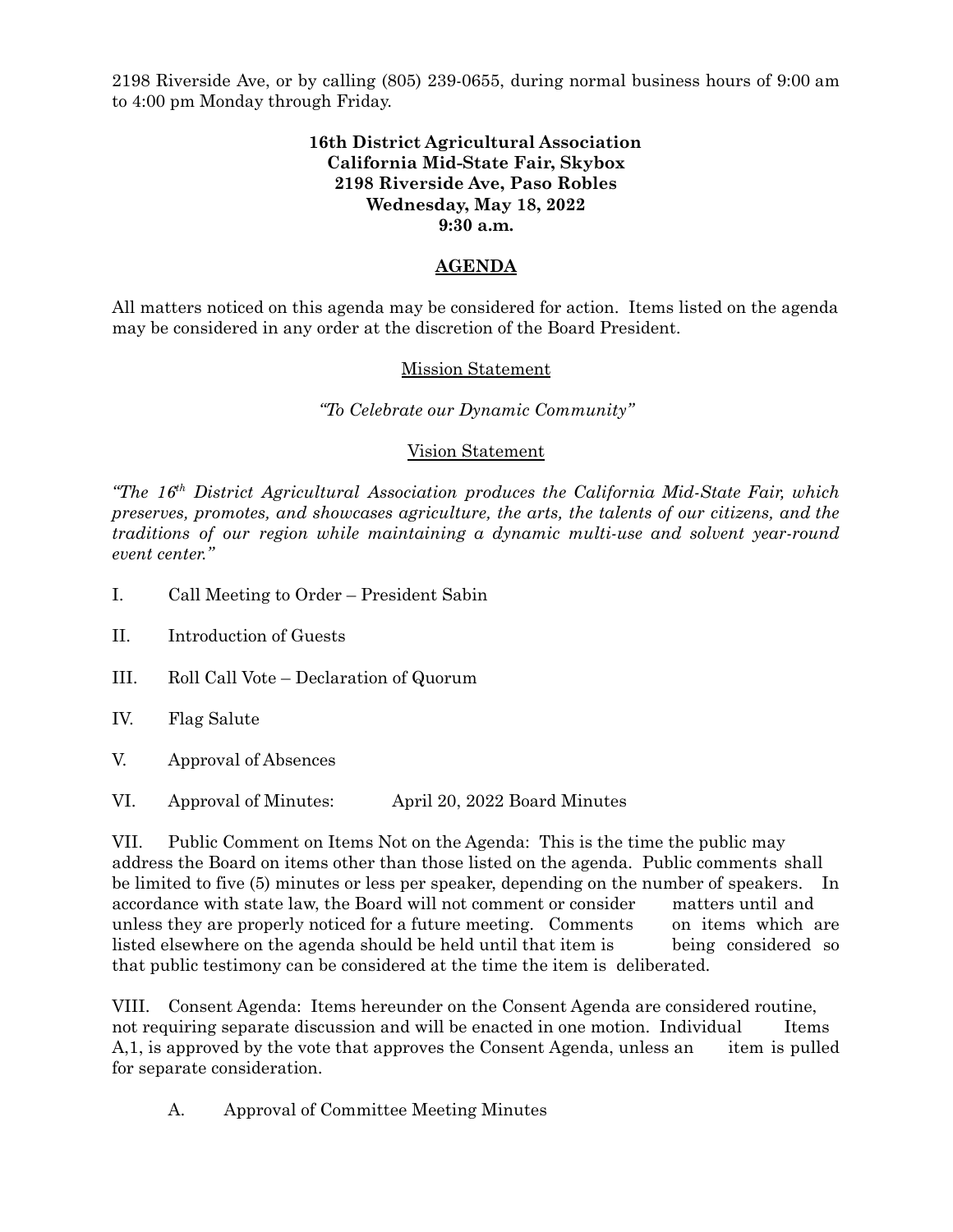2198 Riverside Ave, or by calling (805) 239-0655, during normal business hours of 9:00 am to 4:00 pm Monday through Friday.

**16th District Agricultural Association**
**California Mid-State Fair, Skybox**
**2198 Riverside Ave, Paso Robles**
**Wednesday, May 18, 2022**
**9:30 a.m.**

## AGENDA

All matters noticed on this agenda may be considered for action. Items listed on the agenda may be considered in any order at the discretion of the Board President.

Mission Statement

*"To Celebrate our Dynamic Community"*

Vision Statement

*"The 16th District Agricultural Association produces the California Mid-State Fair, which preserves, promotes, and showcases agriculture, the arts, the talents of our citizens, and the traditions of our region while maintaining a dynamic multi-use and solvent year-round event center."*

I. Call Meeting to Order – President Sabin

II. Introduction of Guests

III. Roll Call Vote – Declaration of Quorum

IV. Flag Salute

V. Approval of Absences

VI. Approval of Minutes: April 20, 2022 Board Minutes

VII. Public Comment on Items Not on the Agenda: This is the time the public may address the Board on items other than those listed on the agenda. Public comments shall be limited to five (5) minutes or less per speaker, depending on the number of speakers. In accordance with state law, the Board will not comment or consider matters until and unless they are properly noticed for a future meeting. Comments on items which are listed elsewhere on the agenda should be held until that item is being considered so that public testimony can be considered at the time the item is deliberated.

VIII. Consent Agenda: Items hereunder on the Consent Agenda are considered routine, not requiring separate discussion and will be enacted in one motion. Individual Items A,1, is approved by the vote that approves the Consent Agenda, unless an item is pulled for separate consideration.

A. Approval of Committee Meeting Minutes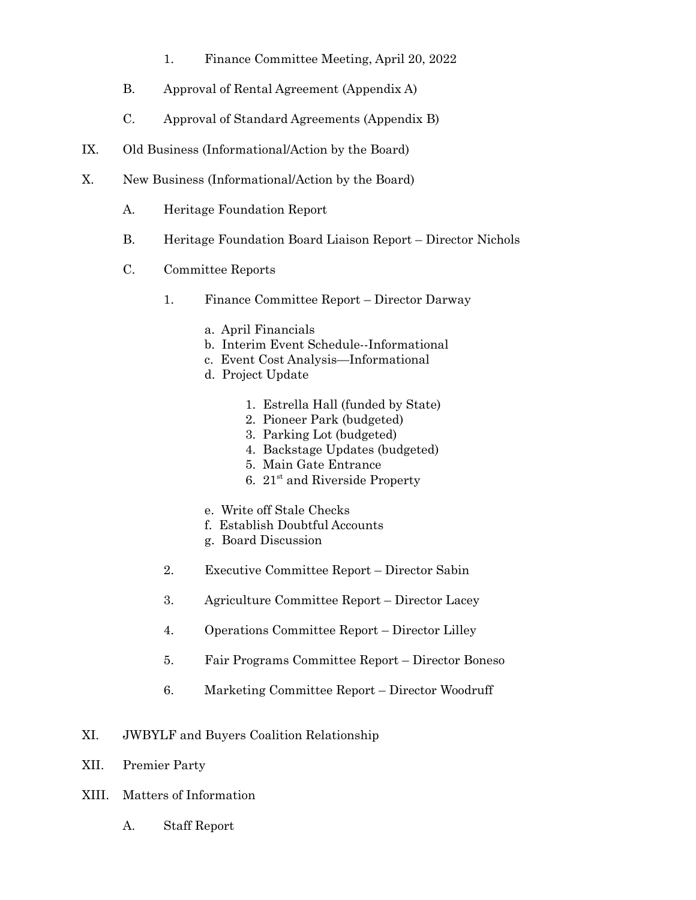1. Finance Committee Meeting, April 20, 2022

B. Approval of Rental Agreement (Appendix A)

C. Approval of Standard Agreements (Appendix B)

IX. Old Business (Informational/Action by the Board)

X. New Business (Informational/Action by the Board)

A. Heritage Foundation Report

B. Heritage Foundation Board Liaison Report – Director Nichols

C. Committee Reports

1. Finance Committee Report – Director Darway

a. April Financials
b. Interim Event Schedule--Informational
c. Event Cost Analysis—Informational
d. Project Update

1. Estrella Hall (funded by State)
2. Pioneer Park (budgeted)
3. Parking Lot (budgeted)
4. Backstage Updates (budgeted)
5. Main Gate Entrance
6. 21st and Riverside Property

e. Write off Stale Checks
f. Establish Doubtful Accounts
g. Board Discussion

2. Executive Committee Report – Director Sabin

3. Agriculture Committee Report – Director Lacey

4. Operations Committee Report – Director Lilley

5. Fair Programs Committee Report – Director Boneso

6. Marketing Committee Report – Director Woodruff

XI. JWBYLF and Buyers Coalition Relationship

XII. Premier Party

XIII. Matters of Information

A. Staff Report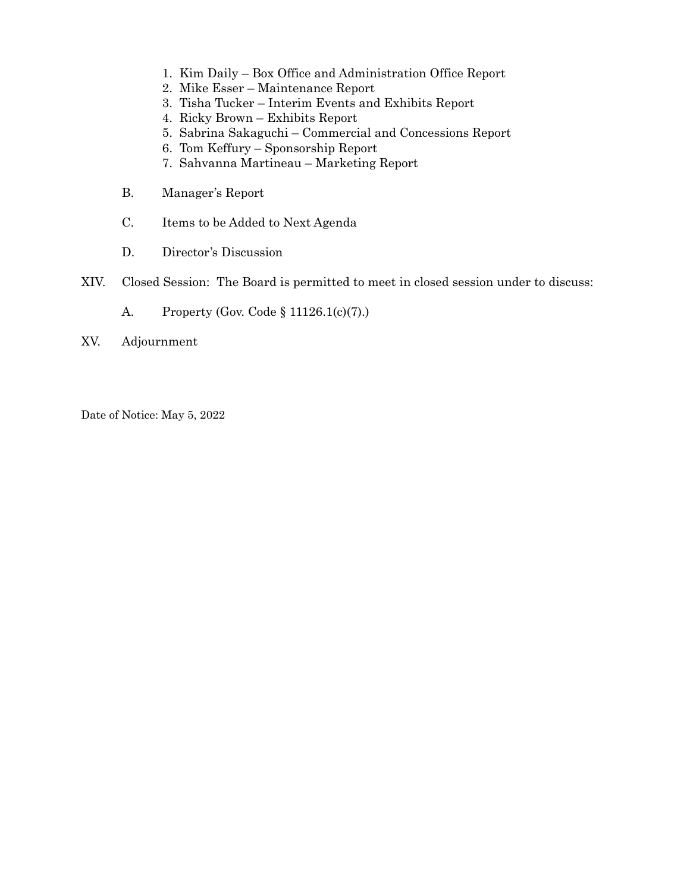1. Kim Daily – Box Office and Administration Office Report
2. Mike Esser – Maintenance Report
3. Tisha Tucker – Interim Events and Exhibits Report
4. Ricky Brown – Exhibits Report
5. Sabrina Sakaguchi – Commercial and Concessions Report
6. Tom Keffury – Sponsorship Report
7. Sahvanna Martineau – Marketing Report

B. Manager's Report

C. Items to be Added to Next Agenda

D. Director's Discussion

XIV. Closed Session: The Board is permitted to meet in closed session under to discuss:

A. Property (Gov. Code § 11126.1(c)(7).)

XV. Adjournment

Date of Notice: May 5, 2022